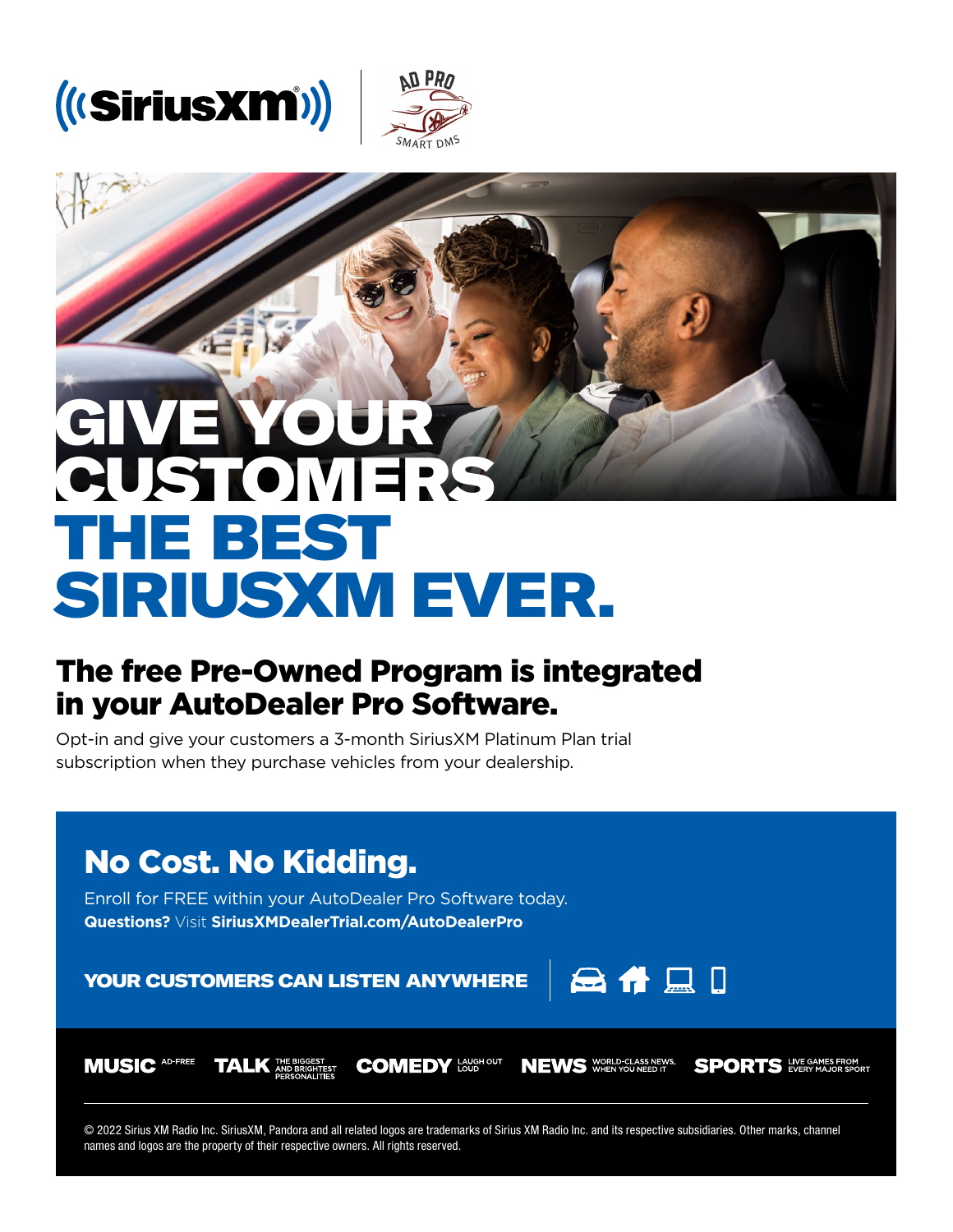# GIVE YOUR CUSTOMERS THE BEST SIRIUSXM EVER.

## The free Pre-Owned Program is integrated in your AutoDealer Pro Software.

Opt-in and give your customers a 3-month SiriusXM Platinum Plan trial subscription when they purchase vehicles from your dealership.

## No Cost. No Kidding.

Enroll for FREE within your AutoDealer Pro Software today.
**Questions?** Visit **SiriusXMDealerTrial.com/AutoDealerPro**

**YOUR CUSTOMERS CAN LISTEN ANYWHERE**

**MUSIC** AD-FREE **TALK** THE BIGGEST AND BRIGHTEST PERSONALITIES **COMEDY** LAUGH OUT LOUD **NEWS** WORLD-CLASS NEWS, WHEN YOU NEED IT **SPORTS** LIVE GAMES FROM EVERY MAJOR SPORT

© 2022 Sirius XM Radio Inc. SiriusXM, Pandora and all related logos are trademarks of Sirius XM Radio Inc. and its respective subsidiaries. Other marks, channel names and logos are the property of their respective owners. All rights reserved.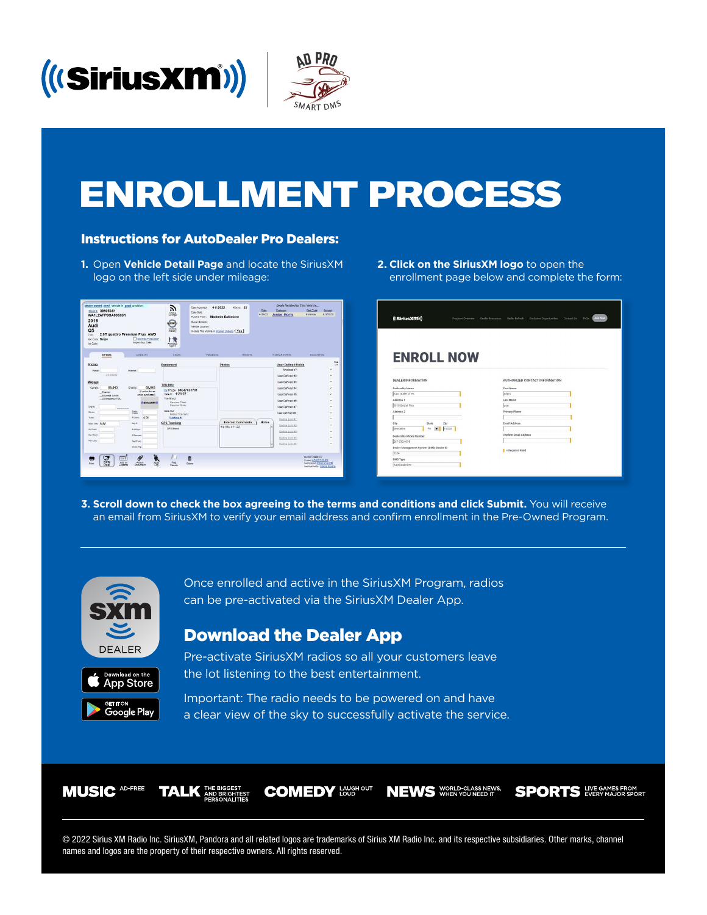# ENROLLMENT PROCESS

### Instructions for AutoDealer Pro Dealers:

1. Open **Vehicle Detail Page** and locate the SiriusXM logo on the left side under mileage:

2. **Click on the SiriusXM logo** to open the enrollment page below and complete the form:

3. **Scroll down to check the box agreeing to the terms and conditions and click Submit.** You will receive an email from SiriusXM to verify your email address and confirm enrollment in the Pre-Owned Program.

---

Once enrolled and active in the SiriusXM Program, radios can be pre-activated via the SiriusXM Dealer App.

## Download the Dealer App

Pre-activate SiriusXM radios so all your customers leave the lot listening to the best entertainment.

Important: The radio needs to be powered on and have a clear view of the sky to successfully activate the service.

Download on the App Store

GET IT ON Google Play

**MUSIC** AD-FREE **TALK** THE BIGGEST AND BRIGHTEST PERSONALITIES **COMEDY** LAUGH OUT LOUD **NEWS** WORLD-CLASS NEWS, WHEN YOU NEED IT **SPORTS** LIVE GAMES FROM EVERY MAJOR SPORT

© 2022 Sirius XM Radio Inc. SiriusXM, Pandora and all related logos are trademarks of Sirius XM Radio Inc. and its respective subsidiaries. Other marks, channel names and logos are the property of their respective owners. All rights reserved.